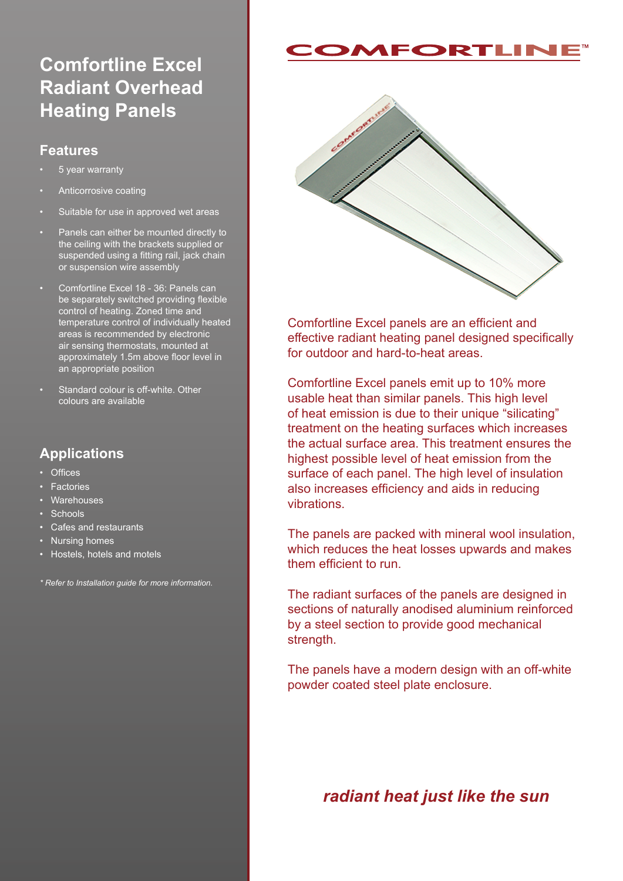# Comfortline Excel Radiant Overhead Heating Panels

## Features

- 5 year warranty
- Anticorrosive coating
- Suitable for use in approved wet areas
- Panels can either be mounted directly to the ceiling with the brackets supplied or suspended using a fitting rail, jack chain or suspension wire assembly
- Comfortline Excel 18 - 36: Panels can be separately switched providing flexible control of heating. Zoned time and temperature control of individually heated areas is recommended by electronic air sensing thermostats, mounted at approximately 1.5m above floor level in an appropriate position
- Standard colour is off-white. Other colours are available

## Applications

- Offices
- Factories
- Warehouses
- Schools
- Cafes and restaurants
- Nursing homes
- Hostels, hotels and motels

*\* Refer to Installation guide for more information.*

COMFORTLINE™

Comfortline Excel panels are an efficient and effective radiant heating panel designed specifically for outdoor and hard-to-heat areas.

Comfortline Excel panels emit up to 10% more usable heat than similar panels. This high level of heat emission is due to their unique "silicating" treatment on the heating surfaces which increases the actual surface area. This treatment ensures the highest possible level of heat emission from the surface of each panel. The high level of insulation also increases efficiency and aids in reducing vibrations.

The panels are packed with mineral wool insulation, which reduces the heat losses upwards and makes them efficient to run.

The radiant surfaces of the panels are designed in sections of naturally anodised aluminium reinforced by a steel section to provide good mechanical strength.

The panels have a modern design with an off-white powder coated steel plate enclosure.

***radiant heat just like the sun***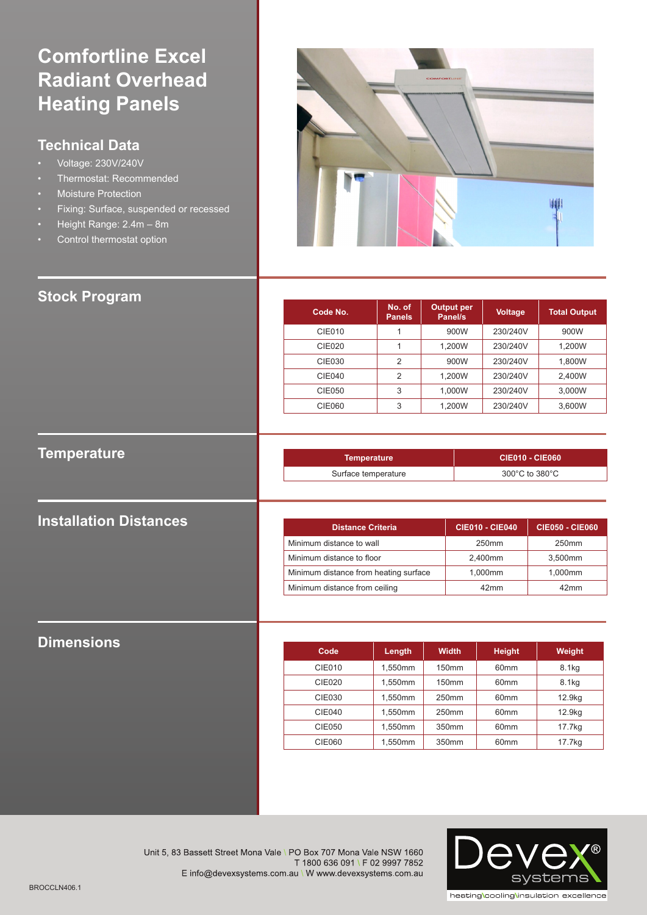# Comfortline Excel Radiant Overhead Heating Panels

## Technical Data

- Voltage: 230V/240V
- Thermostat: Recommended
- Moisture Protection
- Fixing: Surface, suspended or recessed
- Height Range: 2.4m – 8m
- Control thermostat option

## Stock Program

| Code No. | No. of Panels | Output per Panel/s | Voltage | Total Output |
|---|---|---|---|---|
| CIE010 | 1 | 900W | 230/240V | 900W |
| CIE020 | 1 | 1,200W | 230/240V | 1,200W |
| CIE030 | 2 | 900W | 230/240V | 1,800W |
| CIE040 | 2 | 1,200W | 230/240V | 2,400W |
| CIE050 | 3 | 1,000W | 230/240V | 3,000W |
| CIE060 | 3 | 1,200W | 230/240V | 3,600W |

## Temperature

| Temperature | CIE010 - CIE060 |
|---|---|
| Surface temperature | 300°C to 380°C |

## Installation Distances

| Distance Criteria | CIE010 - CIE040 | CIE050 - CIE060 |
|---|---|---|
| Minimum distance to wall | 250mm | 250mm |
| Minimum distance to floor | 2,400mm | 3,500mm |
| Minimum distance from heating surface | 1,000mm | 1,000mm |
| Minimum distance from ceiling | 42mm | 42mm |

## Dimensions

| Code | Length | Width | Height | Weight |
|---|---|---|---|---|
| CIE010 | 1,550mm | 150mm | 60mm | 8.1kg |
| CIE020 | 1,550mm | 150mm | 60mm | 8.1kg |
| CIE030 | 1,550mm | 250mm | 60mm | 12.9kg |
| CIE040 | 1,550mm | 250mm | 60mm | 12.9kg |
| CIE050 | 1,550mm | 350mm | 60mm | 17.7kg |
| CIE060 | 1,550mm | 350mm | 60mm | 17.7kg |

Unit 5, 83 Bassett Street Mona Vale \ PO Box 707 Mona Vale NSW 1660
T 1800 636 091 \ F 02 9997 7852
E info@devexsystems.com.au \ W www.devexsystems.com.au

Devex® systems
heating\cooling\insulation excellence

BROCCLN406.1